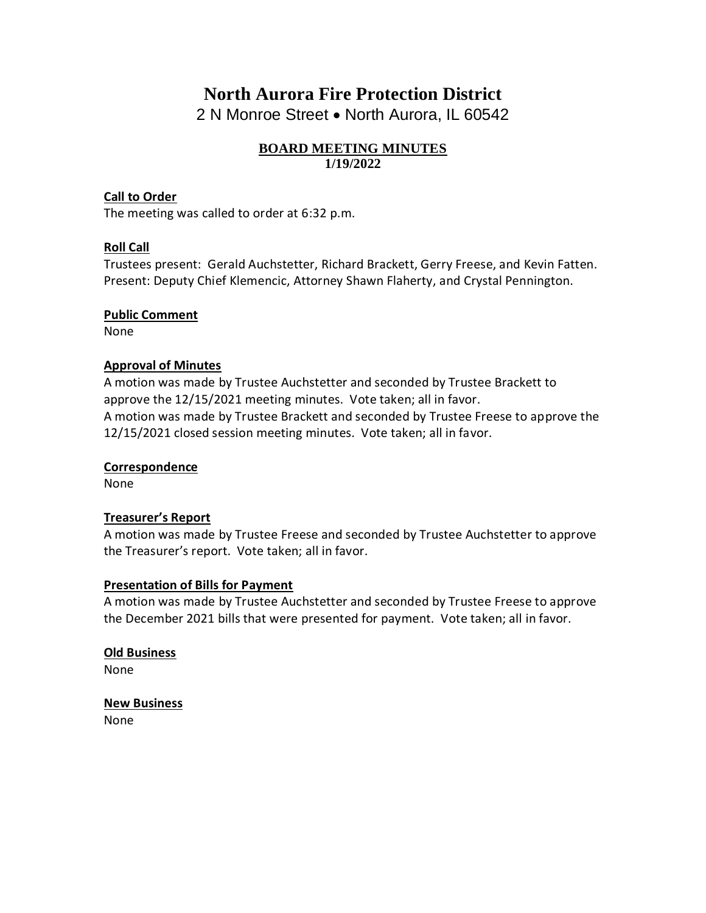# North Aurora Fire Protection District

2 N Monroe Street • North Aurora, IL 60542

## BOARD MEETING MINUTES

**1/19/2022**

**Call to Order**

The meeting was called to order at 6:32 p.m.

**Roll Call**

Trustees present: Gerald Auchstetter, Richard Brackett, Gerry Freese, and Kevin Fatten.
Present: Deputy Chief Klemencic, Attorney Shawn Flaherty, and Crystal Pennington.

**Public Comment**

None

**Approval of Minutes**

A motion was made by Trustee Auchstetter and seconded by Trustee Brackett to approve the 12/15/2021 meeting minutes. Vote taken; all in favor.
A motion was made by Trustee Brackett and seconded by Trustee Freese to approve the 12/15/2021 closed session meeting minutes. Vote taken; all in favor.

**Correspondence**

None

**Treasurer's Report**

A motion was made by Trustee Freese and seconded by Trustee Auchstetter to approve the Treasurer's report. Vote taken; all in favor.

**Presentation of Bills for Payment**

A motion was made by Trustee Auchstetter and seconded by Trustee Freese to approve the December 2021 bills that were presented for payment. Vote taken; all in favor.

**Old Business**

None

**New Business**

None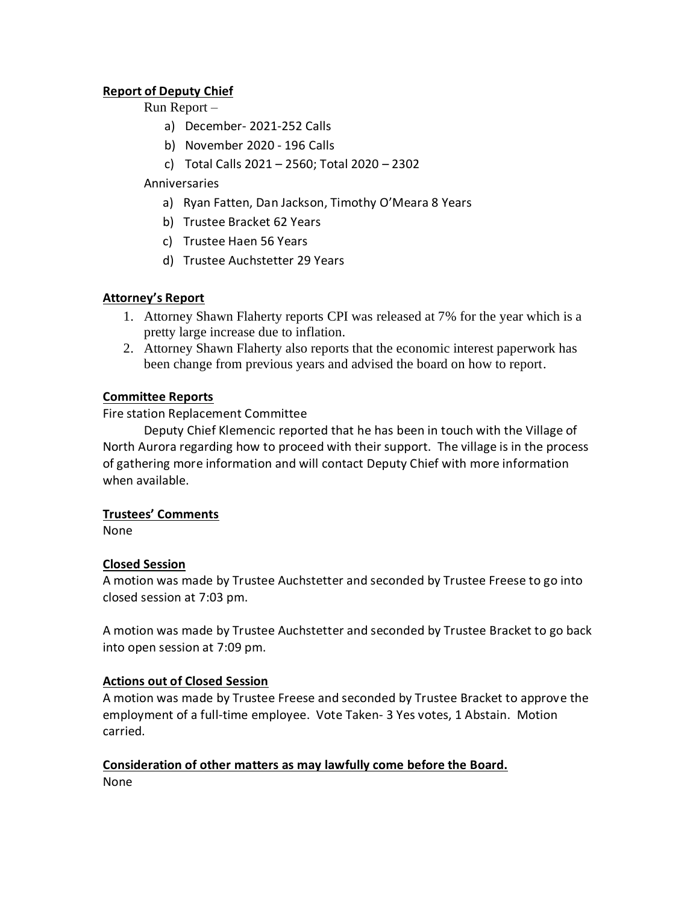**Report of Deputy Chief**

Run Report –

a) December- 2021-252 Calls
b) November 2020 - 196 Calls
c) Total Calls 2021 – 2560; Total 2020 – 2302

Anniversaries

a) Ryan Fatten, Dan Jackson, Timothy O'Meara 8 Years
b) Trustee Bracket 62 Years
c) Trustee Haen 56 Years
d) Trustee Auchstetter 29 Years

**Attorney's Report**

1. Attorney Shawn Flaherty reports CPI was released at 7% for the year which is a pretty large increase due to inflation.
2. Attorney Shawn Flaherty also reports that the economic interest paperwork has been change from previous years and advised the board on how to report.

**Committee Reports**

Fire station Replacement Committee

Deputy Chief Klemencic reported that he has been in touch with the Village of North Aurora regarding how to proceed with their support. The village is in the process of gathering more information and will contact Deputy Chief with more information when available.

**Trustees' Comments**

None

**Closed Session**

A motion was made by Trustee Auchstetter and seconded by Trustee Freese to go into closed session at 7:03 pm.

A motion was made by Trustee Auchstetter and seconded by Trustee Bracket to go back into open session at 7:09 pm.

**Actions out of Closed Session**

A motion was made by Trustee Freese and seconded by Trustee Bracket to approve the employment of a full-time employee. Vote Taken- 3 Yes votes, 1 Abstain. Motion carried.

**Consideration of other matters as may lawfully come before the Board.**

None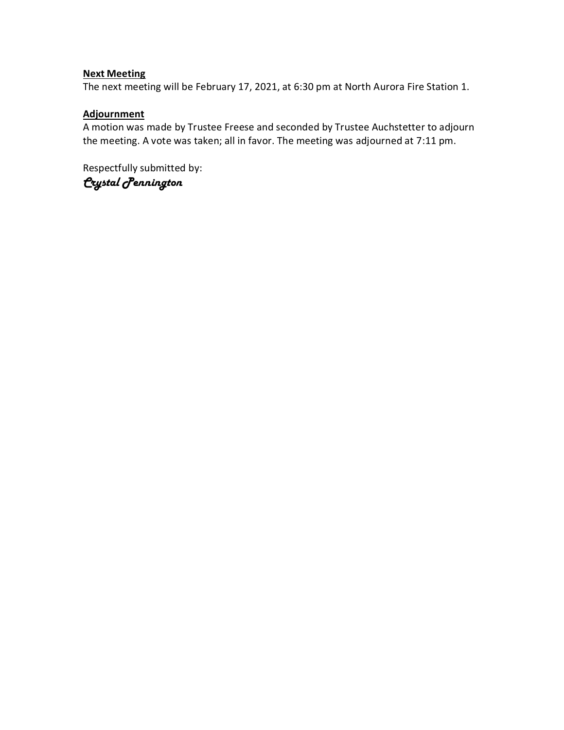**Next Meeting**

The next meeting will be February 17, 2021, at 6:30 pm at North Aurora Fire Station 1.

**Adjournment**

A motion was made by Trustee Freese and seconded by Trustee Auchstetter to adjourn the meeting. A vote was taken; all in favor. The meeting was adjourned at 7:11 pm.

Respectfully submitted by:

*Crystal Pennington*